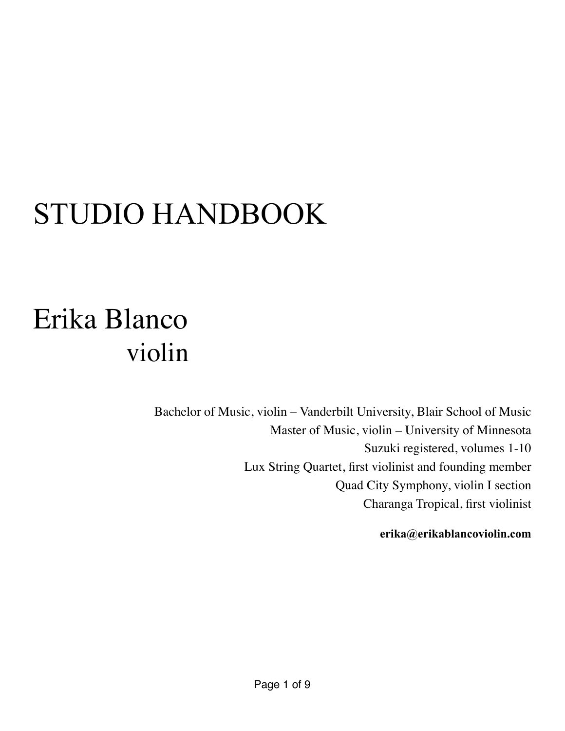# STUDIO HANDBOOK

## Erika Blanco
## violin

Bachelor of Music, violin – Vanderbilt University, Blair School of Music
Master of Music, violin – University of Minnesota
Suzuki registered, volumes 1-10
Lux String Quartet, first violinist and founding member
Quad City Symphony, violin I section
Charanga Tropical, first violinist

**erika@erikablancoviolin.com**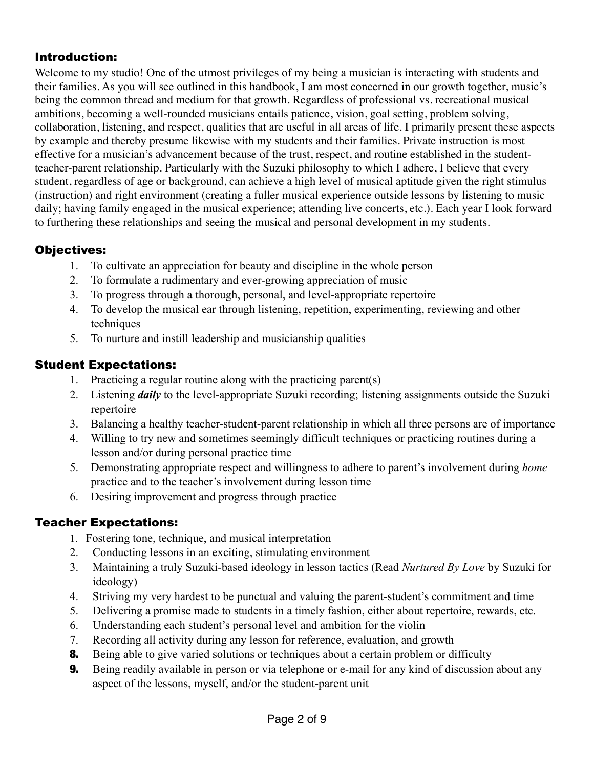## Introduction:

Welcome to my studio! One of the utmost privileges of my being a musician is interacting with students and their families. As you will see outlined in this handbook, I am most concerned in our growth together, music's being the common thread and medium for that growth. Regardless of professional vs. recreational musical ambitions, becoming a well-rounded musicians entails patience, vision, goal setting, problem solving, collaboration, listening, and respect, qualities that are useful in all areas of life. I primarily present these aspects by example and thereby presume likewise with my students and their families. Private instruction is most effective for a musician's advancement because of the trust, respect, and routine established in the student-teacher-parent relationship. Particularly with the Suzuki philosophy to which I adhere, I believe that every student, regardless of age or background, can achieve a high level of musical aptitude given the right stimulus (instruction) and right environment (creating a fuller musical experience outside lessons by listening to music daily; having family engaged in the musical experience; attending live concerts, etc.). Each year I look forward to furthering these relationships and seeing the musical and personal development in my students.

## Objectives:

1. To cultivate an appreciation for beauty and discipline in the whole person
2. To formulate a rudimentary and ever-growing appreciation of music
3. To progress through a thorough, personal, and level-appropriate repertoire
4. To develop the musical ear through listening, repetition, experimenting, reviewing and other techniques
5. To nurture and instill leadership and musicianship qualities

## Student Expectations:

1. Practicing a regular routine along with the practicing parent(s)
2. Listening ***daily*** to the level-appropriate Suzuki recording; listening assignments outside the Suzuki repertoire
3. Balancing a healthy teacher-student-parent relationship in which all three persons are of importance
4. Willing to try new and sometimes seemingly difficult techniques or practicing routines during a lesson and/or during personal practice time
5. Demonstrating appropriate respect and willingness to adhere to parent's involvement during *home* practice and to the teacher's involvement during lesson time
6. Desiring improvement and progress through practice

## Teacher Expectations:

1. Fostering tone, technique, and musical interpretation
2. Conducting lessons in an exciting, stimulating environment
3. Maintaining a truly Suzuki-based ideology in lesson tactics (Read *Nurtured By Love* by Suzuki for ideology)
4. Striving my very hardest to be punctual and valuing the parent-student's commitment and time
5. Delivering a promise made to students in a timely fashion, either about repertoire, rewards, etc.
6. Understanding each student's personal level and ambition for the violin
7. Recording all activity during any lesson for reference, evaluation, and growth
8. Being able to give varied solutions or techniques about a certain problem or difficulty
9. Being readily available in person or via telephone or e-mail for any kind of discussion about any aspect of the lessons, myself, and/or the student-parent unit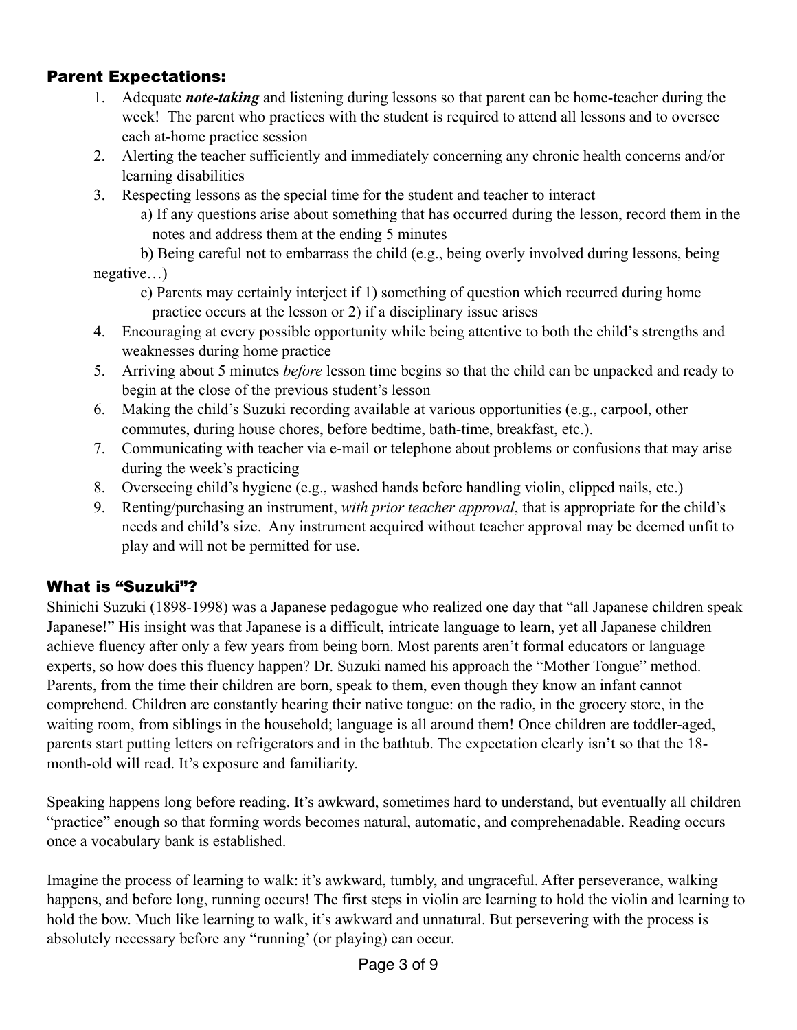## Parent Expectations:

1. Adequate ***note-taking*** and listening during lessons so that parent can be home-teacher during the week! The parent who practices with the student is required to attend all lessons and to oversee each at-home practice session
2. Alerting the teacher sufficiently and immediately concerning any chronic health concerns and/or learning disabilities
3. Respecting lessons as the special time for the student and teacher to interact
   a) If any questions arise about something that has occurred during the lesson, record them in the notes and address them at the ending 5 minutes
   b) Being careful not to embarrass the child (e.g., being overly involved during lessons, being negative…)
   c) Parents may certainly interject if 1) something of question which recurred during home practice occurs at the lesson or 2) if a disciplinary issue arises
4. Encouraging at every possible opportunity while being attentive to both the child's strengths and weaknesses during home practice
5. Arriving about 5 minutes *before* lesson time begins so that the child can be unpacked and ready to begin at the close of the previous student's lesson
6. Making the child's Suzuki recording available at various opportunities (e.g., carpool, other commutes, during house chores, before bedtime, bath-time, breakfast, etc.).
7. Communicating with teacher via e-mail or telephone about problems or confusions that may arise during the week's practicing
8. Overseeing child's hygiene (e.g., washed hands before handling violin, clipped nails, etc.)
9. Renting/purchasing an instrument, *with prior teacher approval*, that is appropriate for the child's needs and child's size. Any instrument acquired without teacher approval may be deemed unfit to play and will not be permitted for use.

## What is "Suzuki"?

Shinichi Suzuki (1898-1998) was a Japanese pedagogue who realized one day that "all Japanese children speak Japanese!" His insight was that Japanese is a difficult, intricate language to learn, yet all Japanese children achieve fluency after only a few years from being born. Most parents aren't formal educators or language experts, so how does this fluency happen? Dr. Suzuki named his approach the "Mother Tongue" method. Parents, from the time their children are born, speak to them, even though they know an infant cannot comprehend. Children are constantly hearing their native tongue: on the radio, in the grocery store, in the waiting room, from siblings in the household; language is all around them! Once children are toddler-aged, parents start putting letters on refrigerators and in the bathtub. The expectation clearly isn't so that the 18-month-old will read. It's exposure and familiarity.

Speaking happens long before reading. It's awkward, sometimes hard to understand, but eventually all children "practice" enough so that forming words becomes natural, automatic, and comprehenadable. Reading occurs once a vocabulary bank is established.

Imagine the process of learning to walk: it's awkward, tumbly, and ungraceful. After perseverance, walking happens, and before long, running occurs! The first steps in violin are learning to hold the violin and learning to hold the bow. Much like learning to walk, it's awkward and unnatural. But persevering with the process is absolutely necessary before any "running' (or playing) can occur.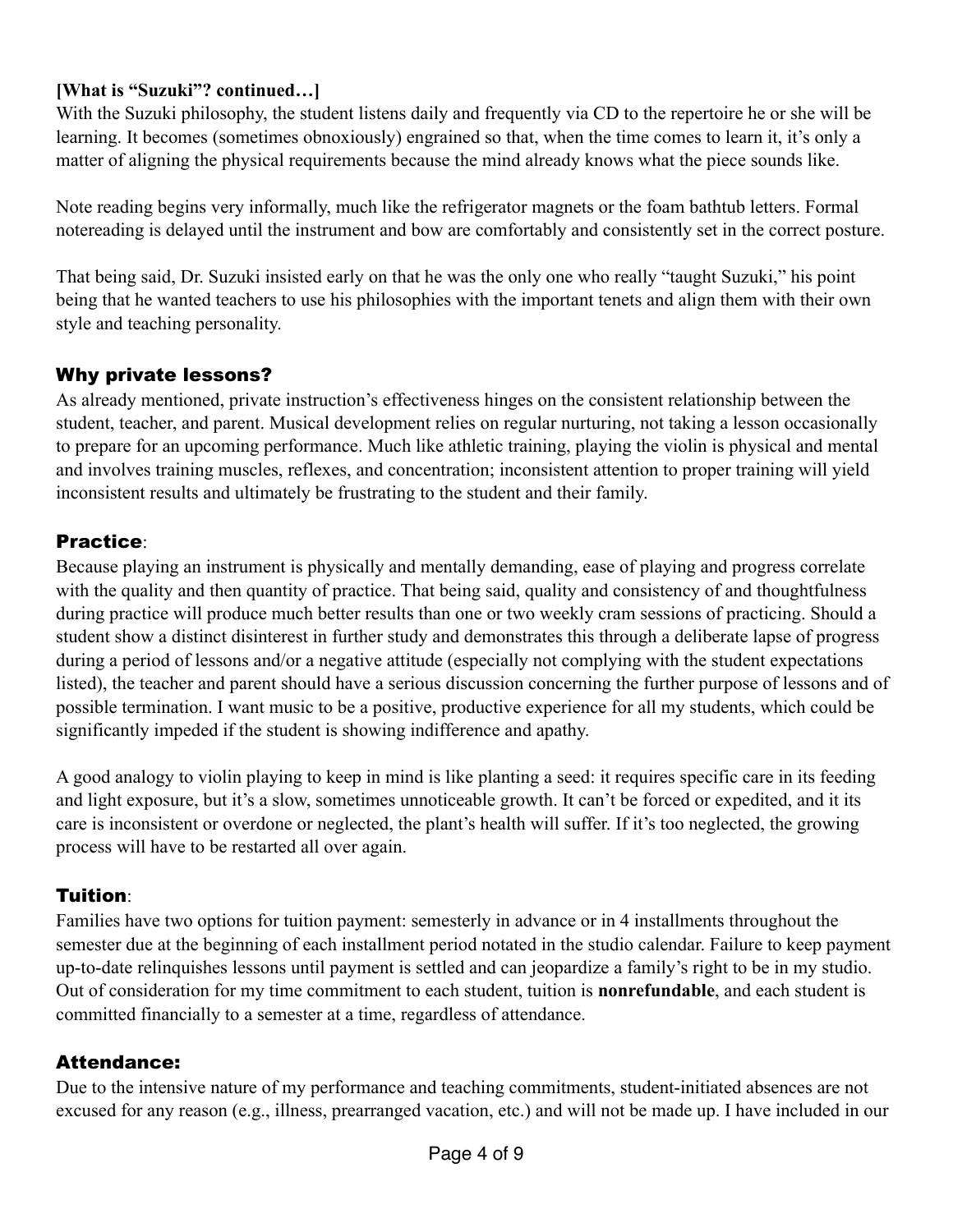**[What is "Suzuki"? continued…]**

With the Suzuki philosophy, the student listens daily and frequently via CD to the repertoire he or she will be learning. It becomes (sometimes obnoxiously) engrained so that, when the time comes to learn it, it's only a matter of aligning the physical requirements because the mind already knows what the piece sounds like.

Note reading begins very informally, much like the refrigerator magnets or the foam bathtub letters. Formal notereading is delayed until the instrument and bow are comfortably and consistently set in the correct posture.

That being said, Dr. Suzuki insisted early on that he was the only one who really "taught Suzuki," his point being that he wanted teachers to use his philosophies with the important tenets and align them with their own style and teaching personality.

## Why private lessons?

As already mentioned, private instruction's effectiveness hinges on the consistent relationship between the student, teacher, and parent. Musical development relies on regular nurturing, not taking a lesson occasionally to prepare for an upcoming performance. Much like athletic training, playing the violin is physical and mental and involves training muscles, reflexes, and concentration; inconsistent attention to proper training will yield inconsistent results and ultimately be frustrating to the student and their family.

## Practice:

Because playing an instrument is physically and mentally demanding, ease of playing and progress correlate with the quality and then quantity of practice. That being said, quality and consistency of and thoughtfulness during practice will produce much better results than one or two weekly cram sessions of practicing. Should a student show a distinct disinterest in further study and demonstrates this through a deliberate lapse of progress during a period of lessons and/or a negative attitude (especially not complying with the student expectations listed), the teacher and parent should have a serious discussion concerning the further purpose of lessons and of possible termination. I want music to be a positive, productive experience for all my students, which could be significantly impeded if the student is showing indifference and apathy.

A good analogy to violin playing to keep in mind is like planting a seed: it requires specific care in its feeding and light exposure, but it's a slow, sometimes unnoticeable growth. It can't be forced or expedited, and it its care is inconsistent or overdone or neglected, the plant's health will suffer. If it's too neglected, the growing process will have to be restarted all over again.

## Tuition:

Families have two options for tuition payment: semesterly in advance or in 4 installments throughout the semester due at the beginning of each installment period notated in the studio calendar. Failure to keep payment up-to-date relinquishes lessons until payment is settled and can jeopardize a family's right to be in my studio. Out of consideration for my time commitment to each student, tuition is **nonrefundable**, and each student is committed financially to a semester at a time, regardless of attendance.

## Attendance:

Due to the intensive nature of my performance and teaching commitments, student-initiated absences are not excused for any reason (e.g., illness, prearranged vacation, etc.) and will not be made up. I have included in our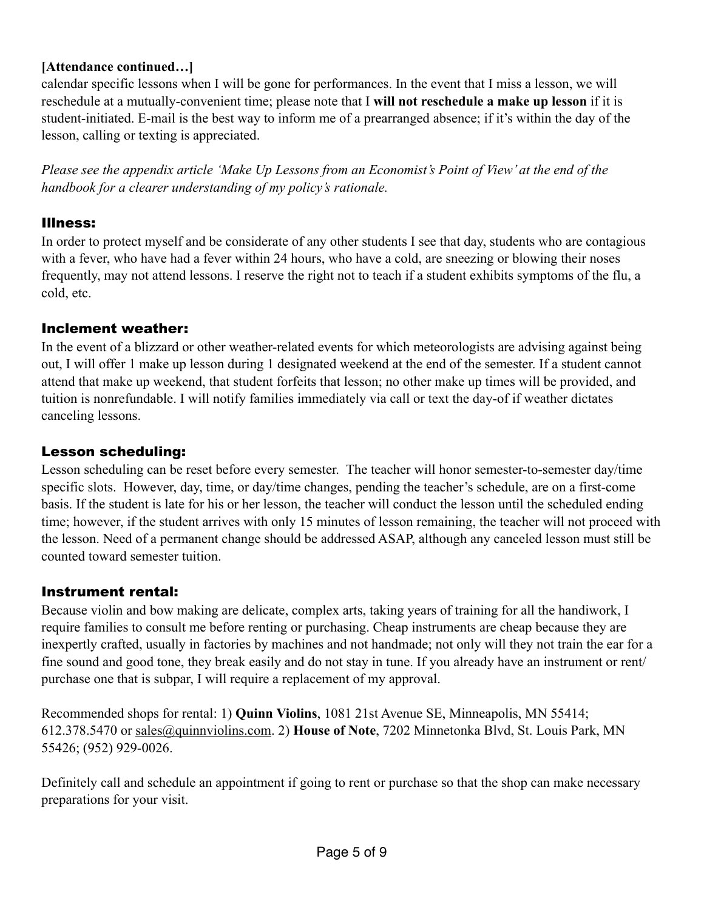**[Attendance continued…]**
calendar specific lessons when I will be gone for performances. In the event that I miss a lesson, we will reschedule at a mutually-convenient time; please note that I **will not reschedule a make up lesson** if it is student-initiated. E-mail is the best way to inform me of a prearranged absence; if it's within the day of the lesson, calling or texting is appreciated.

*Please see the appendix article 'Make Up Lessons from an Economist's Point of View' at the end of the handbook for a clearer understanding of my policy's rationale.*

## Illness:

In order to protect myself and be considerate of any other students I see that day, students who are contagious with a fever, who have had a fever within 24 hours, who have a cold, are sneezing or blowing their noses frequently, may not attend lessons. I reserve the right not to teach if a student exhibits symptoms of the flu, a cold, etc.

## Inclement weather:

In the event of a blizzard or other weather-related events for which meteorologists are advising against being out, I will offer 1 make up lesson during 1 designated weekend at the end of the semester. If a student cannot attend that make up weekend, that student forfeits that lesson; no other make up times will be provided, and tuition is nonrefundable. I will notify families immediately via call or text the day-of if weather dictates canceling lessons.

## Lesson scheduling:

Lesson scheduling can be reset before every semester. The teacher will honor semester-to-semester day/time specific slots. However, day, time, or day/time changes, pending the teacher's schedule, are on a first-come basis. If the student is late for his or her lesson, the teacher will conduct the lesson until the scheduled ending time; however, if the student arrives with only 15 minutes of lesson remaining, the teacher will not proceed with the lesson. Need of a permanent change should be addressed ASAP, although any canceled lesson must still be counted toward semester tuition.

## Instrument rental:

Because violin and bow making are delicate, complex arts, taking years of training for all the handiwork, I require families to consult me before renting or purchasing. Cheap instruments are cheap because they are inexpertly crafted, usually in factories by machines and not handmade; not only will they not train the ear for a fine sound and good tone, they break easily and do not stay in tune. If you already have an instrument or rent/purchase one that is subpar, I will require a replacement of my approval.

Recommended shops for rental: 1) **Quinn Violins**, 1081 21st Avenue SE, Minneapolis, MN 55414; 612.378.5470 or sales@quinnviolins.com. 2) **House of Note**, 7202 Minnetonka Blvd, St. Louis Park, MN 55426; (952) 929-0026.

Definitely call and schedule an appointment if going to rent or purchase so that the shop can make necessary preparations for your visit.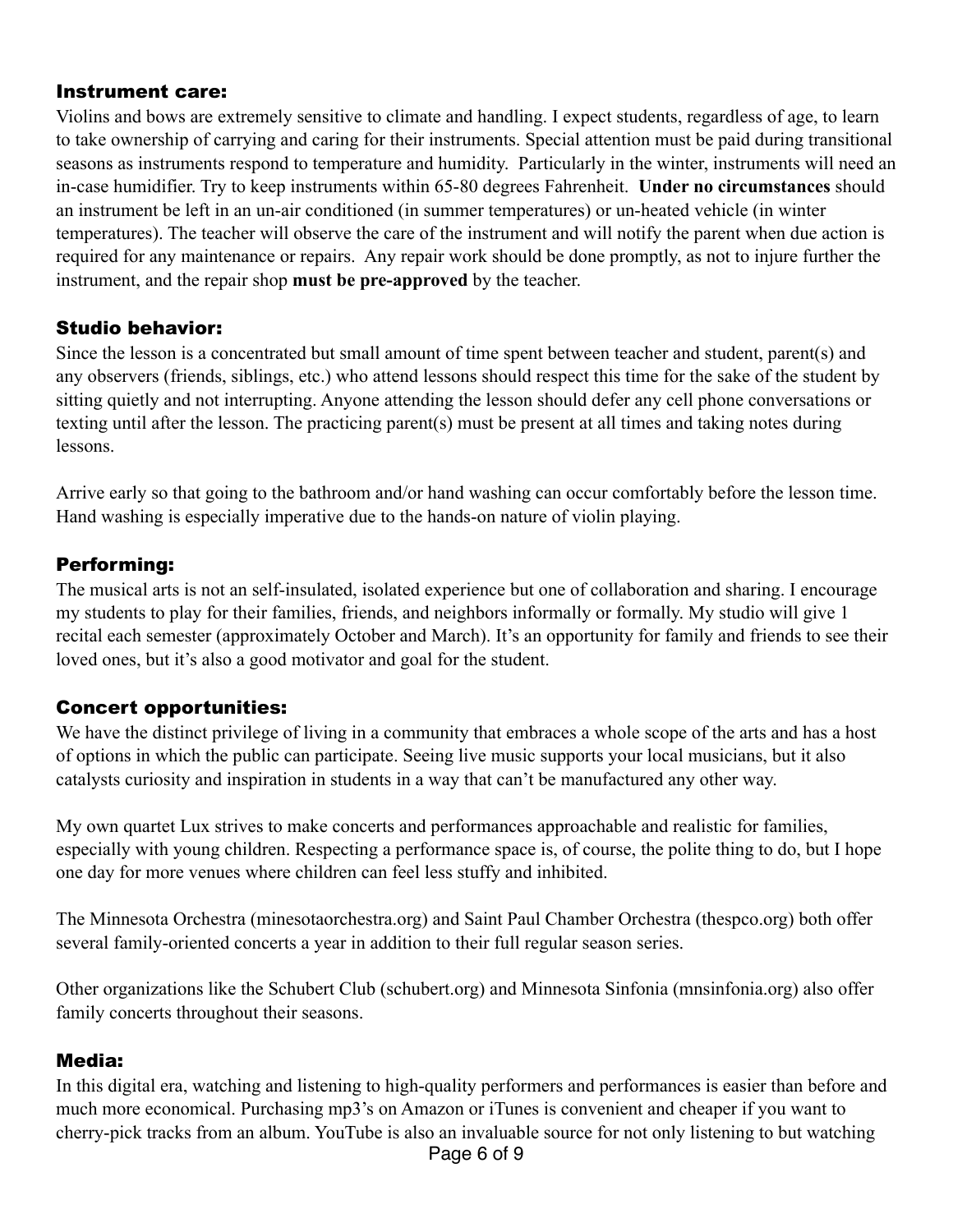## Instrument care:

Violins and bows are extremely sensitive to climate and handling. I expect students, regardless of age, to learn to take ownership of carrying and caring for their instruments. Special attention must be paid during transitional seasons as instruments respond to temperature and humidity. Particularly in the winter, instruments will need an in-case humidifier. Try to keep instruments within 65-80 degrees Fahrenheit. **Under no circumstances** should an instrument be left in an un-air conditioned (in summer temperatures) or un-heated vehicle (in winter temperatures). The teacher will observe the care of the instrument and will notify the parent when due action is required for any maintenance or repairs. Any repair work should be done promptly, as not to injure further the instrument, and the repair shop **must be pre-approved** by the teacher.

## Studio behavior:

Since the lesson is a concentrated but small amount of time spent between teacher and student, parent(s) and any observers (friends, siblings, etc.) who attend lessons should respect this time for the sake of the student by sitting quietly and not interrupting. Anyone attending the lesson should defer any cell phone conversations or texting until after the lesson. The practicing parent(s) must be present at all times and taking notes during lessons.

Arrive early so that going to the bathroom and/or hand washing can occur comfortably before the lesson time. Hand washing is especially imperative due to the hands-on nature of violin playing.

## Performing:

The musical arts is not an self-insulated, isolated experience but one of collaboration and sharing. I encourage my students to play for their families, friends, and neighbors informally or formally. My studio will give 1 recital each semester (approximately October and March). It's an opportunity for family and friends to see their loved ones, but it's also a good motivator and goal for the student.

## Concert opportunities:

We have the distinct privilege of living in a community that embraces a whole scope of the arts and has a host of options in which the public can participate. Seeing live music supports your local musicians, but it also catalysts curiosity and inspiration in students in a way that can't be manufactured any other way.

My own quartet Lux strives to make concerts and performances approachable and realistic for families, especially with young children. Respecting a performance space is, of course, the polite thing to do, but I hope one day for more venues where children can feel less stuffy and inhibited.

The Minnesota Orchestra (minesotaorchestra.org) and Saint Paul Chamber Orchestra (thespco.org) both offer several family-oriented concerts a year in addition to their full regular season series.

Other organizations like the Schubert Club (schubert.org) and Minnesota Sinfonia (mnsinfonia.org) also offer family concerts throughout their seasons.

## Media:

In this digital era, watching and listening to high-quality performers and performances is easier than before and much more economical. Purchasing mp3's on Amazon or iTunes is convenient and cheaper if you want to cherry-pick tracks from an album. YouTube is also an invaluable source for not only listening to but watching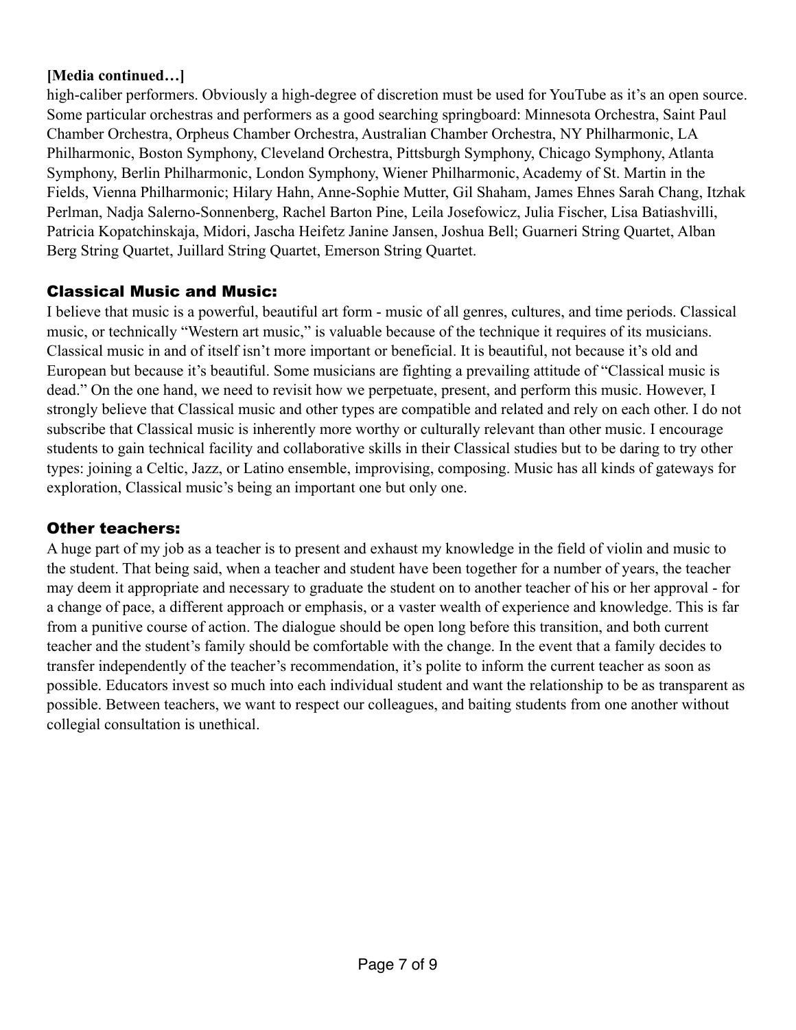**[Media continued…]**

high-caliber performers. Obviously a high-degree of discretion must be used for YouTube as it's an open source. Some particular orchestras and performers as a good searching springboard: Minnesota Orchestra, Saint Paul Chamber Orchestra, Orpheus Chamber Orchestra, Australian Chamber Orchestra, NY Philharmonic, LA Philharmonic, Boston Symphony, Cleveland Orchestra, Pittsburgh Symphony, Chicago Symphony, Atlanta Symphony, Berlin Philharmonic, London Symphony, Wiener Philharmonic, Academy of St. Martin in the Fields, Vienna Philharmonic; Hilary Hahn, Anne-Sophie Mutter, Gil Shaham, James Ehnes Sarah Chang, Itzhak Perlman, Nadja Salerno-Sonnenberg, Rachel Barton Pine, Leila Josefowicz, Julia Fischer, Lisa Batiashvilli, Patricia Kopatchinskaja, Midori, Jascha Heifetz Janine Jansen, Joshua Bell; Guarneri String Quartet, Alban Berg String Quartet, Juillard String Quartet, Emerson String Quartet.

## Classical Music and Music:

I believe that music is a powerful, beautiful art form - music of all genres, cultures, and time periods. Classical music, or technically "Western art music," is valuable because of the technique it requires of its musicians. Classical music in and of itself isn't more important or beneficial. It is beautiful, not because it's old and European but because it's beautiful. Some musicians are fighting a prevailing attitude of "Classical music is dead." On the one hand, we need to revisit how we perpetuate, present, and perform this music. However, I strongly believe that Classical music and other types are compatible and related and rely on each other. I do not subscribe that Classical music is inherently more worthy or culturally relevant than other music. I encourage students to gain technical facility and collaborative skills in their Classical studies but to be daring to try other types: joining a Celtic, Jazz, or Latino ensemble, improvising, composing. Music has all kinds of gateways for exploration, Classical music's being an important one but only one.

## Other teachers:

A huge part of my job as a teacher is to present and exhaust my knowledge in the field of violin and music to the student. That being said, when a teacher and student have been together for a number of years, the teacher may deem it appropriate and necessary to graduate the student on to another teacher of his or her approval - for a change of pace, a different approach or emphasis, or a vaster wealth of experience and knowledge. This is far from a punitive course of action. The dialogue should be open long before this transition, and both current teacher and the student's family should be comfortable with the change. In the event that a family decides to transfer independently of the teacher's recommendation, it's polite to inform the current teacher as soon as possible. Educators invest so much into each individual student and want the relationship to be as transparent as possible. Between teachers, we want to respect our colleagues, and baiting students from one another without collegial consultation is unethical.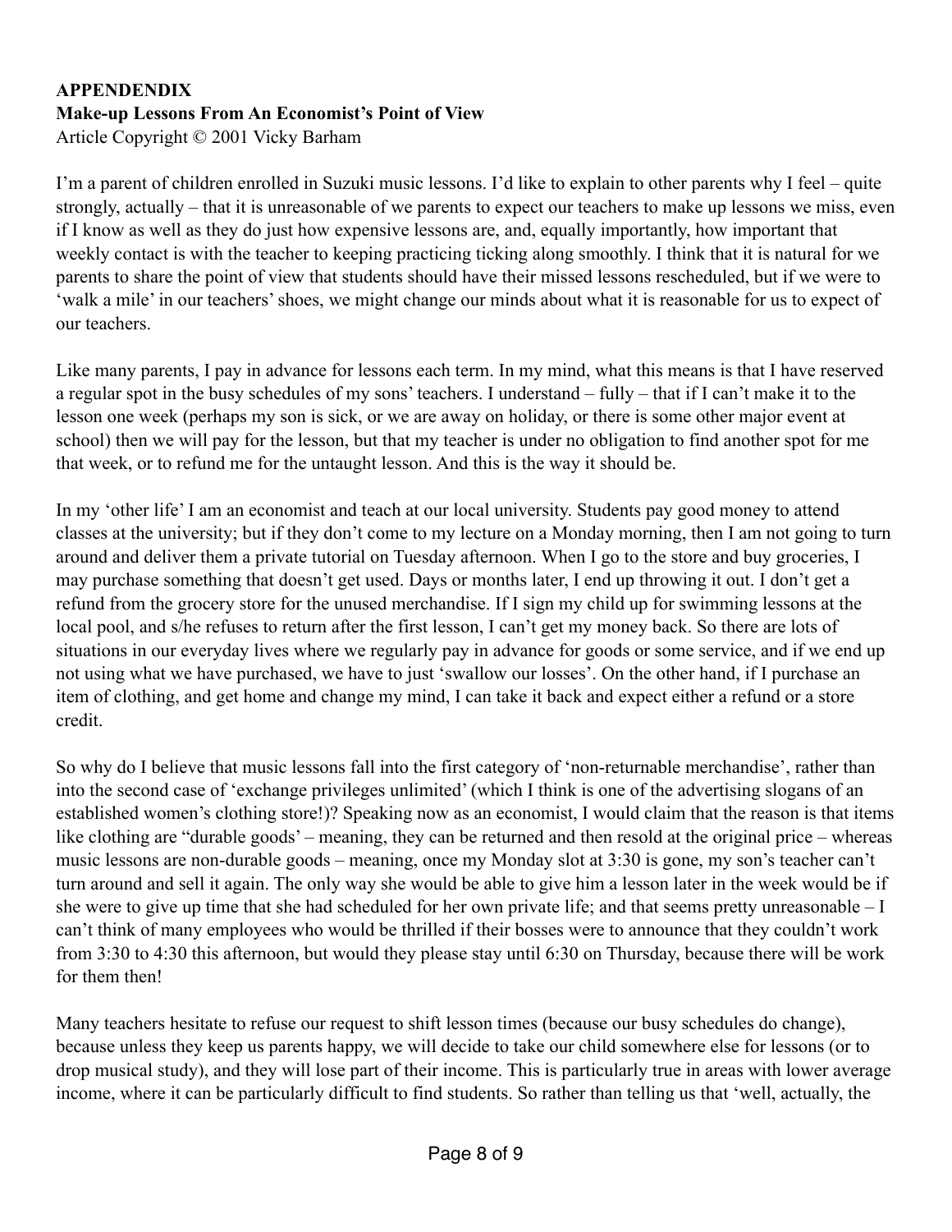**APPENDENDIX**
**Make-up Lessons From An Economist's Point of View**
Article Copyright © 2001 Vicky Barham

I'm a parent of children enrolled in Suzuki music lessons. I'd like to explain to other parents why I feel – quite strongly, actually – that it is unreasonable of we parents to expect our teachers to make up lessons we miss, even if I know as well as they do just how expensive lessons are, and, equally importantly, how important that weekly contact is with the teacher to keeping practicing ticking along smoothly. I think that it is natural for we parents to share the point of view that students should have their missed lessons rescheduled, but if we were to 'walk a mile' in our teachers' shoes, we might change our minds about what it is reasonable for us to expect of our teachers.

Like many parents, I pay in advance for lessons each term. In my mind, what this means is that I have reserved a regular spot in the busy schedules of my sons' teachers. I understand – fully – that if I can't make it to the lesson one week (perhaps my son is sick, or we are away on holiday, or there is some other major event at school) then we will pay for the lesson, but that my teacher is under no obligation to find another spot for me that week, or to refund me for the untaught lesson. And this is the way it should be.

In my 'other life' I am an economist and teach at our local university. Students pay good money to attend classes at the university; but if they don't come to my lecture on a Monday morning, then I am not going to turn around and deliver them a private tutorial on Tuesday afternoon. When I go to the store and buy groceries, I may purchase something that doesn't get used. Days or months later, I end up throwing it out. I don't get a refund from the grocery store for the unused merchandise. If I sign my child up for swimming lessons at the local pool, and s/he refuses to return after the first lesson, I can't get my money back. So there are lots of situations in our everyday lives where we regularly pay in advance for goods or some service, and if we end up not using what we have purchased, we have to just 'swallow our losses'. On the other hand, if I purchase an item of clothing, and get home and change my mind, I can take it back and expect either a refund or a store credit.

So why do I believe that music lessons fall into the first category of 'non-returnable merchandise', rather than into the second case of 'exchange privileges unlimited' (which I think is one of the advertising slogans of an established women's clothing store!)? Speaking now as an economist, I would claim that the reason is that items like clothing are "durable goods' – meaning, they can be returned and then resold at the original price – whereas music lessons are non-durable goods – meaning, once my Monday slot at 3:30 is gone, my son's teacher can't turn around and sell it again. The only way she would be able to give him a lesson later in the week would be if she were to give up time that she had scheduled for her own private life; and that seems pretty unreasonable – I can't think of many employees who would be thrilled if their bosses were to announce that they couldn't work from 3:30 to 4:30 this afternoon, but would they please stay until 6:30 on Thursday, because there will be work for them then!

Many teachers hesitate to refuse our request to shift lesson times (because our busy schedules do change), because unless they keep us parents happy, we will decide to take our child somewhere else for lessons (or to drop musical study), and they will lose part of their income. This is particularly true in areas with lower average income, where it can be particularly difficult to find students. So rather than telling us that 'well, actually, the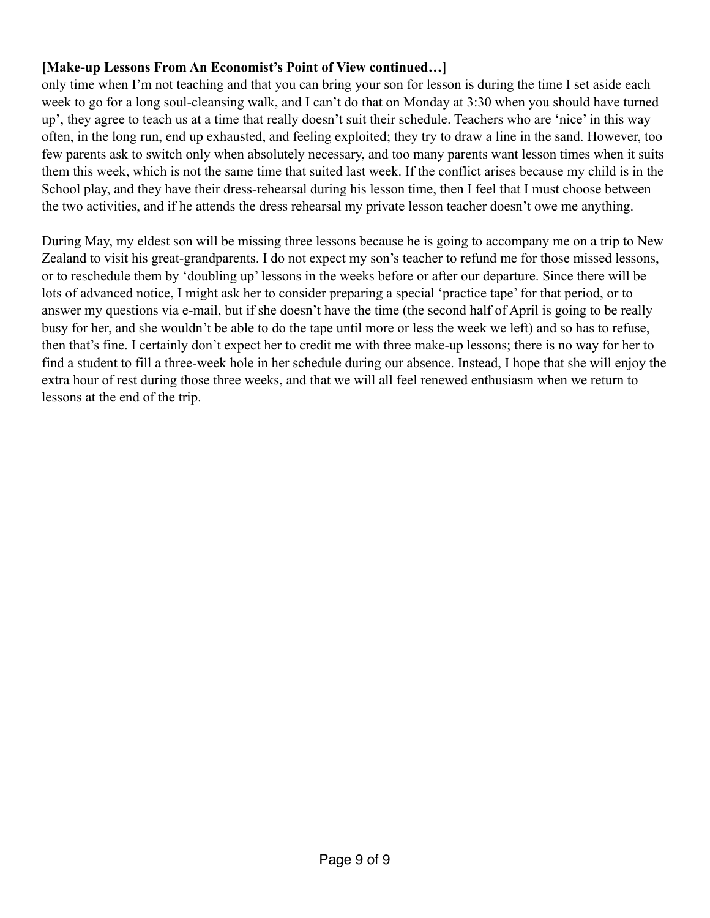**[Make-up Lessons From An Economist's Point of View continued…]**

only time when I'm not teaching and that you can bring your son for lesson is during the time I set aside each week to go for a long soul-cleansing walk, and I can't do that on Monday at 3:30 when you should have turned up', they agree to teach us at a time that really doesn't suit their schedule. Teachers who are 'nice' in this way often, in the long run, end up exhausted, and feeling exploited; they try to draw a line in the sand. However, too few parents ask to switch only when absolutely necessary, and too many parents want lesson times when it suits them this week, which is not the same time that suited last week. If the conflict arises because my child is in the School play, and they have their dress-rehearsal during his lesson time, then I feel that I must choose between the two activities, and if he attends the dress rehearsal my private lesson teacher doesn't owe me anything.

During May, my eldest son will be missing three lessons because he is going to accompany me on a trip to New Zealand to visit his great-grandparents. I do not expect my son's teacher to refund me for those missed lessons, or to reschedule them by 'doubling up' lessons in the weeks before or after our departure. Since there will be lots of advanced notice, I might ask her to consider preparing a special 'practice tape' for that period, or to answer my questions via e-mail, but if she doesn't have the time (the second half of April is going to be really busy for her, and she wouldn't be able to do the tape until more or less the week we left) and so has to refuse, then that's fine. I certainly don't expect her to credit me with three make-up lessons; there is no way for her to find a student to fill a three-week hole in her schedule during our absence. Instead, I hope that she will enjoy the extra hour of rest during those three weeks, and that we will all feel renewed enthusiasm when we return to lessons at the end of the trip.